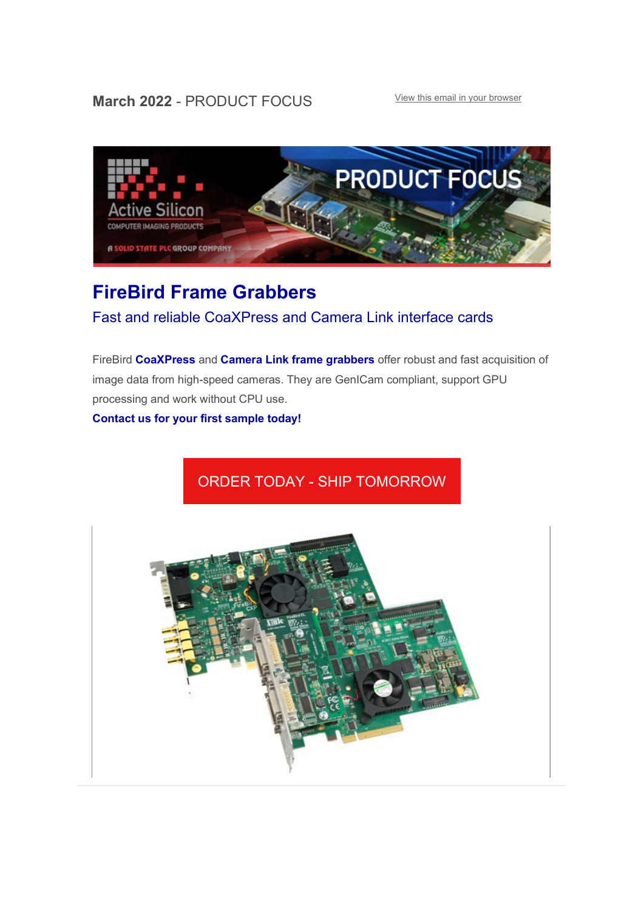**March 2022** - PRODUCT FOCUS

View this email in your browser

# FireBird Frame Grabbers

## Fast and reliable CoaXPress and Camera Link interface cards

FireBird **CoaXPress** and **Camera Link frame grabbers** offer robust and fast acquisition of image data from high-speed cameras. They are GenICam compliant, support GPU processing and work without CPU use.

**Contact us for your first sample today!**

ORDER TODAY - SHIP TOMORROW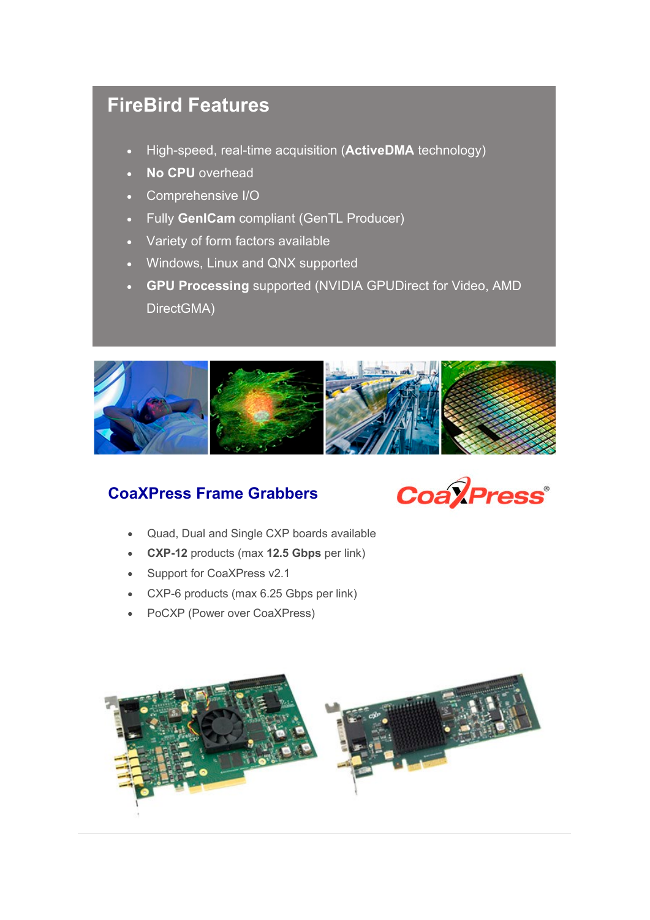## FireBird Features

- High-speed, real-time acquisition (**ActiveDMA** technology)
- **No CPU** overhead
- Comprehensive I/O
- Fully **GenICam** compliant (GenTL Producer)
- Variety of form factors available
- Windows, Linux and QNX supported
- **GPU Processing** supported (NVIDIA GPUDirect for Video, AMD DirectGMA)

## CoaXPress Frame Grabbers

- Quad, Dual and Single CXP boards available
- **CXP-12** products (max **12.5 Gbps** per link)
- Support for CoaXPress v2.1
- CXP-6 products (max 6.25 Gbps per link)
- PoCXP (Power over CoaXPress)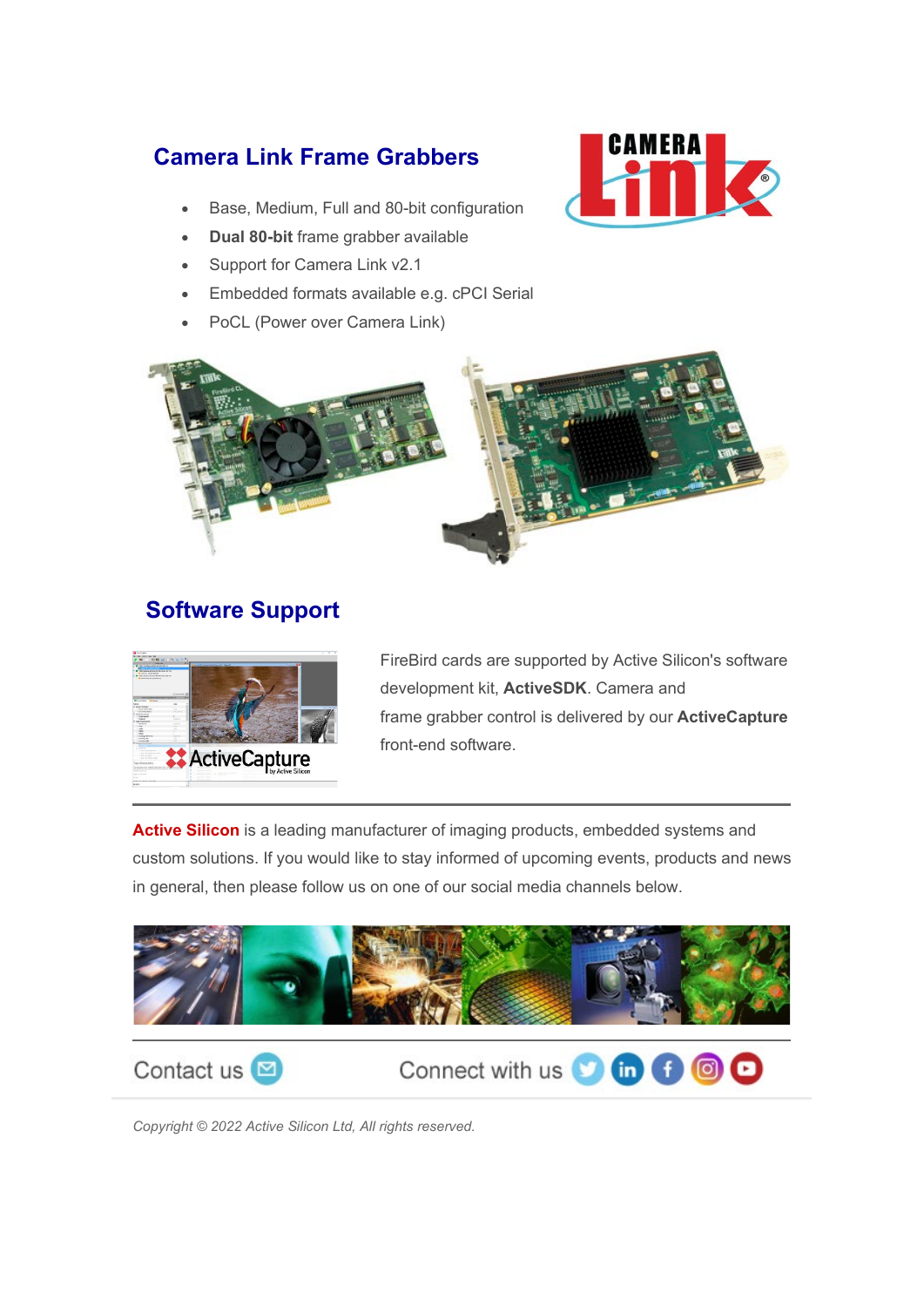## Camera Link Frame Grabbers

- Base, Medium, Full and 80-bit configuration
- **Dual 80-bit** frame grabber available
- Support for Camera Link v2.1
- Embedded formats available e.g. cPCI Serial
- PoCL (Power over Camera Link)

## Software Support

FireBird cards are supported by Active Silicon's software development kit, **ActiveSDK**. Camera and frame grabber control is delivered by our **ActiveCapture** front-end software.

---

**Active Silicon** is a leading manufacturer of imaging products, embedded systems and custom solutions. If you would like to stay informed of upcoming events, products and news in general, then please follow us on one of our social media channels below.

---

Contact us

Connect with us

*Copyright © 2022 Active Silicon Ltd, All rights reserved.*